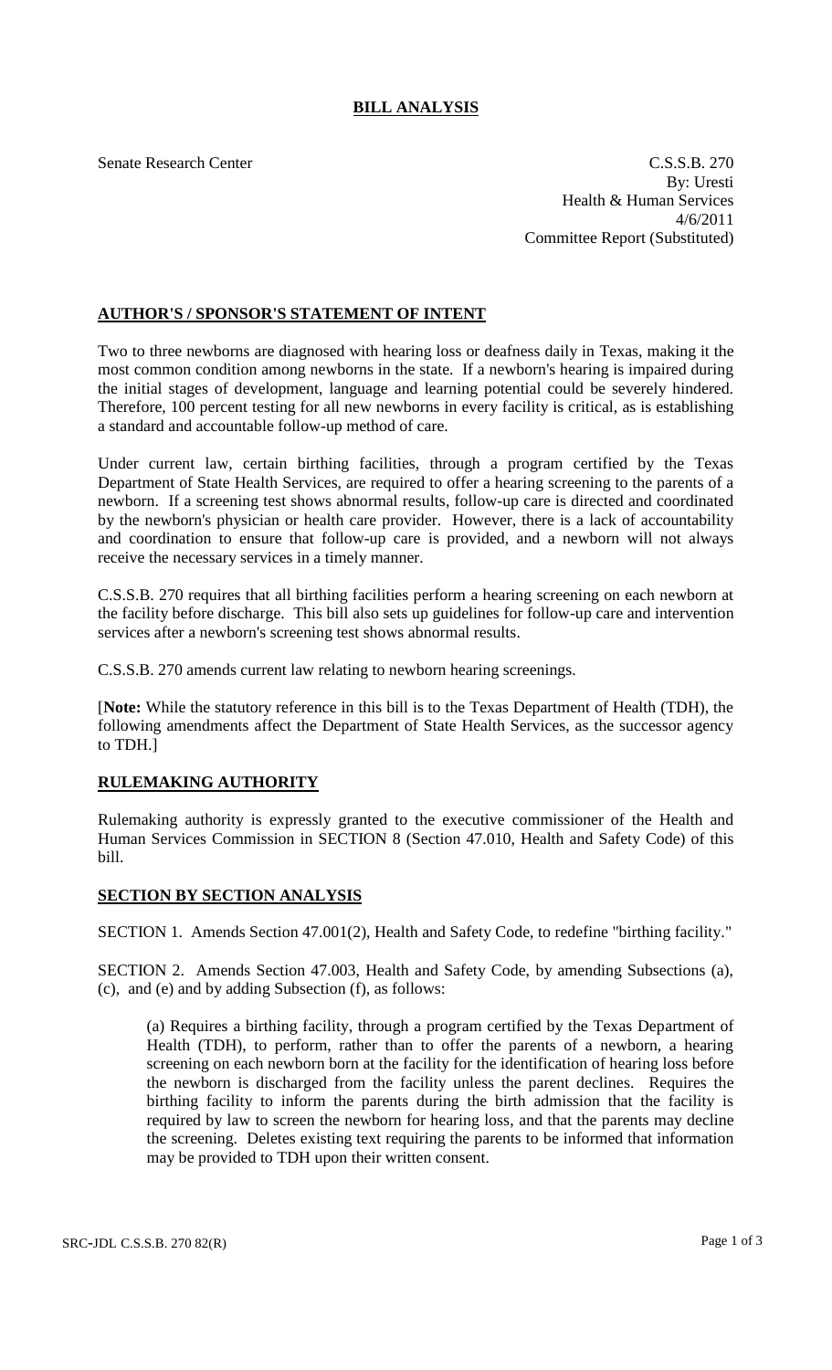# BILL ANALYSIS

Senate Research Center

C.S.S.B. 270
By: Uresti
Health & Human Services
4/6/2011
Committee Report (Substituted)

## AUTHOR'S / SPONSOR'S STATEMENT OF INTENT

Two to three newborns are diagnosed with hearing loss or deafness daily in Texas, making it the most common condition among newborns in the state. If a newborn's hearing is impaired during the initial stages of development, language and learning potential could be severely hindered. Therefore, 100 percent testing for all new newborns in every facility is critical, as is establishing a standard and accountable follow-up method of care.

Under current law, certain birthing facilities, through a program certified by the Texas Department of State Health Services, are required to offer a hearing screening to the parents of a newborn. If a screening test shows abnormal results, follow-up care is directed and coordinated by the newborn's physician or health care provider. However, there is a lack of accountability and coordination to ensure that follow-up care is provided, and a newborn will not always receive the necessary services in a timely manner.

C.S.S.B. 270 requires that all birthing facilities perform a hearing screening on each newborn at the facility before discharge. This bill also sets up guidelines for follow-up care and intervention services after a newborn's screening test shows abnormal results.

C.S.S.B. 270 amends current law relating to newborn hearing screenings.

[**Note:** While the statutory reference in this bill is to the Texas Department of Health (TDH), the following amendments affect the Department of State Health Services, as the successor agency to TDH.]

## RULEMAKING AUTHORITY

Rulemaking authority is expressly granted to the executive commissioner of the Health and Human Services Commission in SECTION 8 (Section 47.010, Health and Safety Code) of this bill.

## SECTION BY SECTION ANALYSIS

SECTION 1. Amends Section 47.001(2), Health and Safety Code, to redefine "birthing facility."

SECTION 2. Amends Section 47.003, Health and Safety Code, by amending Subsections (a), (c), and (e) and by adding Subsection (f), as follows:

(a) Requires a birthing facility, through a program certified by the Texas Department of Health (TDH), to perform, rather than to offer the parents of a newborn, a hearing screening on each newborn born at the facility for the identification of hearing loss before the newborn is discharged from the facility unless the parent declines. Requires the birthing facility to inform the parents during the birth admission that the facility is required by law to screen the newborn for hearing loss, and that the parents may decline the screening. Deletes existing text requiring the parents to be informed that information may be provided to TDH upon their written consent.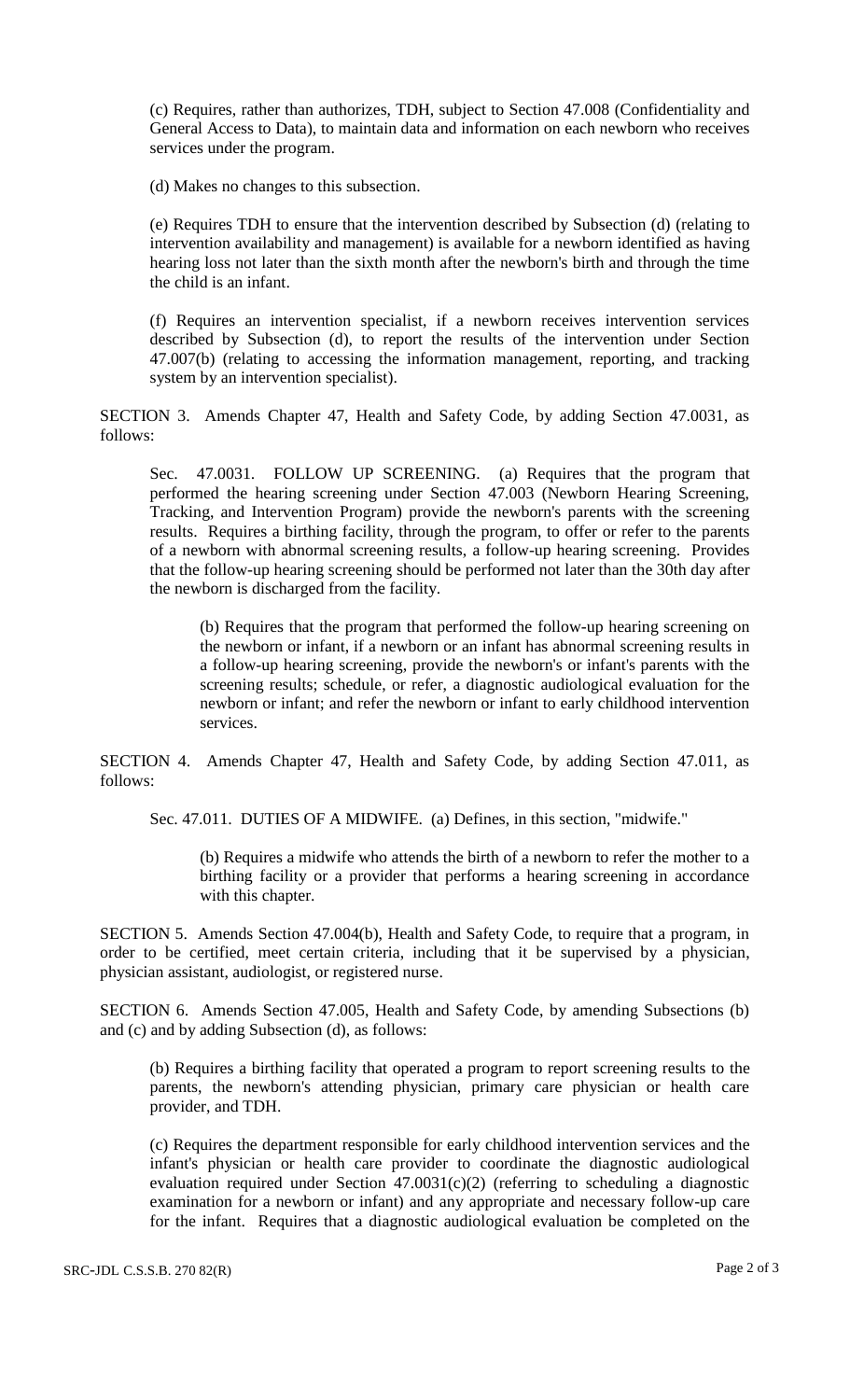(c) Requires, rather than authorizes, TDH, subject to Section 47.008 (Confidentiality and General Access to Data), to maintain data and information on each newborn who receives services under the program.

(d) Makes no changes to this subsection.

(e) Requires TDH to ensure that the intervention described by Subsection (d) (relating to intervention availability and management) is available for a newborn identified as having hearing loss not later than the sixth month after the newborn's birth and through the time the child is an infant.

(f) Requires an intervention specialist, if a newborn receives intervention services described by Subsection (d), to report the results of the intervention under Section 47.007(b) (relating to accessing the information management, reporting, and tracking system by an intervention specialist).

SECTION 3. Amends Chapter 47, Health and Safety Code, by adding Section 47.0031, as follows:

Sec. 47.0031. FOLLOW UP SCREENING. (a) Requires that the program that performed the hearing screening under Section 47.003 (Newborn Hearing Screening, Tracking, and Intervention Program) provide the newborn's parents with the screening results. Requires a birthing facility, through the program, to offer or refer to the parents of a newborn with abnormal screening results, a follow-up hearing screening. Provides that the follow-up hearing screening should be performed not later than the 30th day after the newborn is discharged from the facility.

(b) Requires that the program that performed the follow-up hearing screening on the newborn or infant, if a newborn or an infant has abnormal screening results in a follow-up hearing screening, provide the newborn's or infant's parents with the screening results; schedule, or refer, a diagnostic audiological evaluation for the newborn or infant; and refer the newborn or infant to early childhood intervention services.

SECTION 4. Amends Chapter 47, Health and Safety Code, by adding Section 47.011, as follows:

Sec. 47.011. DUTIES OF A MIDWIFE. (a) Defines, in this section, "midwife."

(b) Requires a midwife who attends the birth of a newborn to refer the mother to a birthing facility or a provider that performs a hearing screening in accordance with this chapter.

SECTION 5. Amends Section 47.004(b), Health and Safety Code, to require that a program, in order to be certified, meet certain criteria, including that it be supervised by a physician, physician assistant, audiologist, or registered nurse.

SECTION 6. Amends Section 47.005, Health and Safety Code, by amending Subsections (b) and (c) and by adding Subsection (d), as follows:

(b) Requires a birthing facility that operated a program to report screening results to the parents, the newborn's attending physician, primary care physician or health care provider, and TDH.

(c) Requires the department responsible for early childhood intervention services and the infant's physician or health care provider to coordinate the diagnostic audiological evaluation required under Section 47.0031(c)(2) (referring to scheduling a diagnostic examination for a newborn or infant) and any appropriate and necessary follow-up care for the infant. Requires that a diagnostic audiological evaluation be completed on the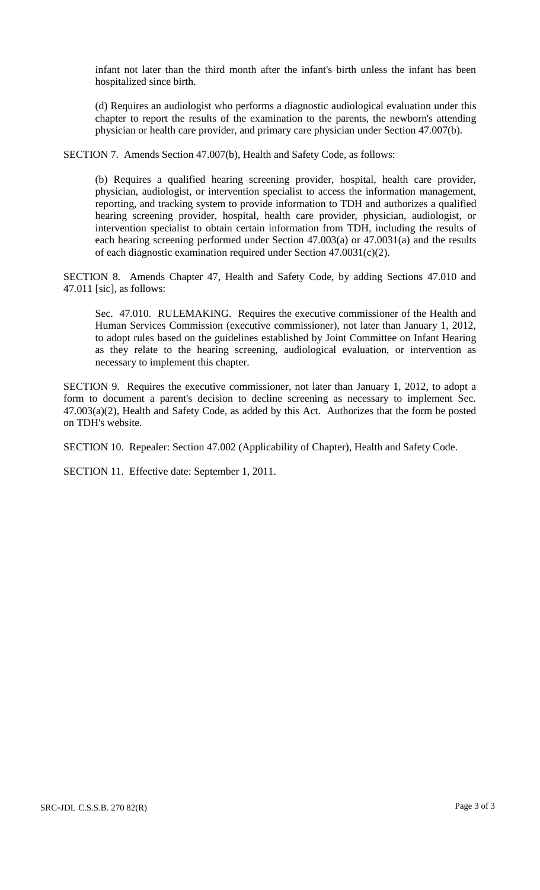infant not later than the third month after the infant's birth unless the infant has been hospitalized since birth.

(d) Requires an audiologist who performs a diagnostic audiological evaluation under this chapter to report the results of the examination to the parents, the newborn's attending physician or health care provider, and primary care physician under Section 47.007(b).

SECTION 7. Amends Section 47.007(b), Health and Safety Code, as follows:

(b) Requires a qualified hearing screening provider, hospital, health care provider, physician, audiologist, or intervention specialist to access the information management, reporting, and tracking system to provide information to TDH and authorizes a qualified hearing screening provider, hospital, health care provider, physician, audiologist, or intervention specialist to obtain certain information from TDH, including the results of each hearing screening performed under Section 47.003(a) or 47.0031(a) and the results of each diagnostic examination required under Section 47.0031(c)(2).

SECTION 8. Amends Chapter 47, Health and Safety Code, by adding Sections 47.010 and 47.011 [sic], as follows:

Sec. 47.010. RULEMAKING. Requires the executive commissioner of the Health and Human Services Commission (executive commissioner), not later than January 1, 2012, to adopt rules based on the guidelines established by Joint Committee on Infant Hearing as they relate to the hearing screening, audiological evaluation, or intervention as necessary to implement this chapter.

SECTION 9. Requires the executive commissioner, not later than January 1, 2012, to adopt a form to document a parent's decision to decline screening as necessary to implement Sec. 47.003(a)(2), Health and Safety Code, as added by this Act. Authorizes that the form be posted on TDH's website.

SECTION 10. Repealer: Section 47.002 (Applicability of Chapter), Health and Safety Code.

SECTION 11. Effective date: September 1, 2011.

SRC-JDL C.S.S.B. 270 82(R)